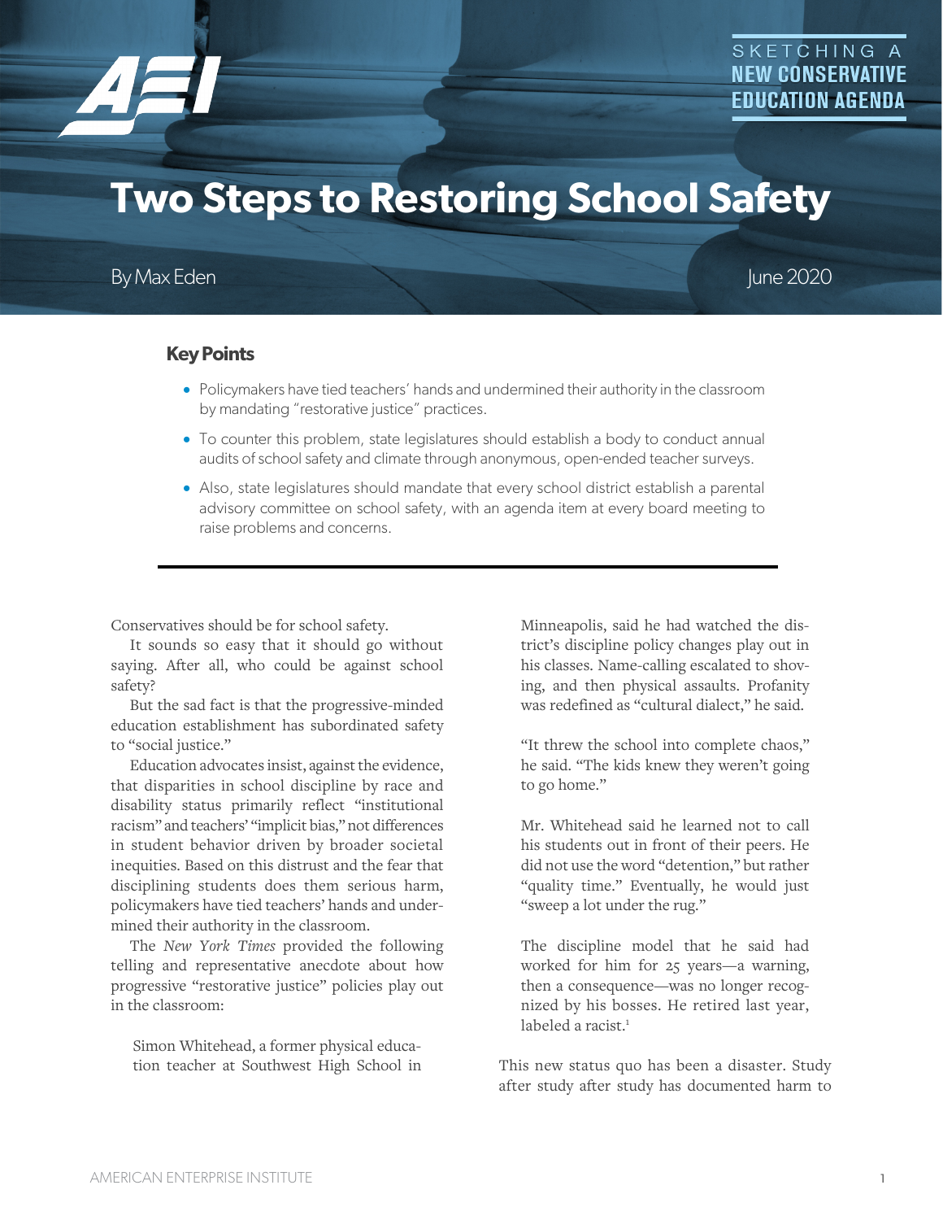SKETCHING A NEW CONSERVATIVE EDUCATION AGENDA

# Two Steps to Restoring School Safety

By Max Eden

June 2020

## Key Points

- Policymakers have tied teachers' hands and undermined their authority in the classroom by mandating "restorative justice" practices.
- To counter this problem, state legislatures should establish a body to conduct annual audits of school safety and climate through anonymous, open-ended teacher surveys.
- Also, state legislatures should mandate that every school district establish a parental advisory committee on school safety, with an agenda item at every board meeting to raise problems and concerns.

---

Conservatives should be for school safety.

It sounds so easy that it should go without saying. After all, who could be against school safety?

But the sad fact is that the progressive-minded education establishment has subordinated safety to "social justice."

Education advocates insist, against the evidence, that disparities in school discipline by race and disability status primarily reflect "institutional racism" and teachers' "implicit bias," not differences in student behavior driven by broader societal inequities. Based on this distrust and the fear that disciplining students does them serious harm, policymakers have tied teachers' hands and undermined their authority in the classroom.

The *New York Times* provided the following telling and representative anecdote about how progressive "restorative justice" policies play out in the classroom:

> Simon Whitehead, a former physical education teacher at Southwest High School in Minneapolis, said he had watched the district's discipline policy changes play out in his classes. Name-calling escalated to shoving, and then physical assaults. Profanity was redefined as "cultural dialect," he said.
>
> "It threw the school into complete chaos," he said. "The kids knew they weren't going to go home."
>
> Mr. Whitehead said he learned not to call his students out in front of their peers. He did not use the word "detention," but rather "quality time." Eventually, he would just "sweep a lot under the rug."
>
> The discipline model that he said had worked for him for 25 years—a warning, then a consequence—was no longer recognized by his bosses. He retired last year, labeled a racist.[1]

This new status quo has been a disaster. Study after study after study has documented harm to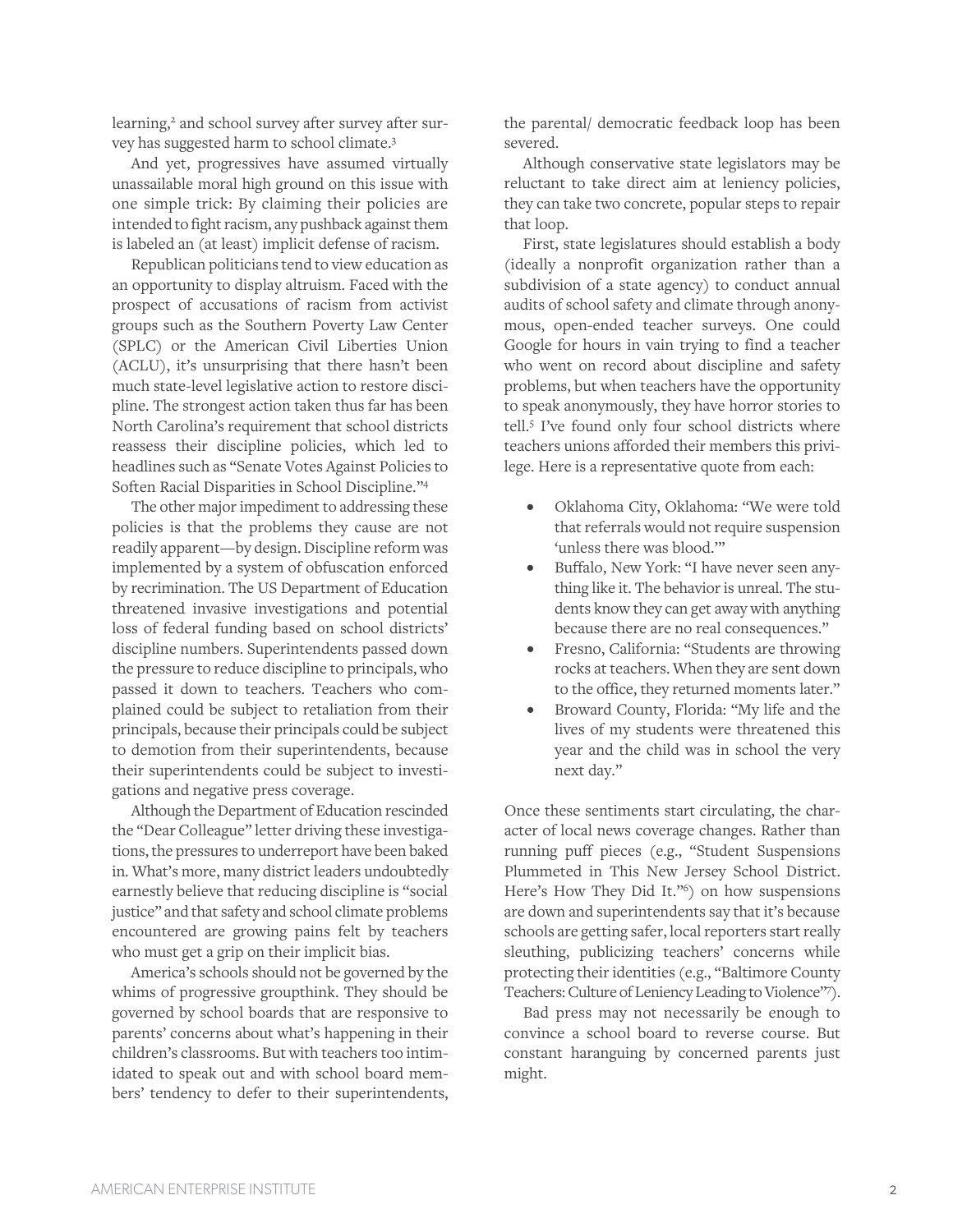learning,[2] and school survey after survey after survey has suggested harm to school climate.[3]

And yet, progressives have assumed virtually unassailable moral high ground on this issue with one simple trick: By claiming their policies are intended to fight racism, any pushback against them is labeled an (at least) implicit defense of racism.

Republican politicians tend to view education as an opportunity to display altruism. Faced with the prospect of accusations of racism from activist groups such as the Southern Poverty Law Center (SPLC) or the American Civil Liberties Union (ACLU), it's unsurprising that there hasn't been much state-level legislative action to restore discipline. The strongest action taken thus far has been North Carolina's requirement that school districts reassess their discipline policies, which led to headlines such as "Senate Votes Against Policies to Soften Racial Disparities in School Discipline."[4]

The other major impediment to addressing these policies is that the problems they cause are not readily apparent—by design. Discipline reform was implemented by a system of obfuscation enforced by recrimination. The US Department of Education threatened invasive investigations and potential loss of federal funding based on school districts' discipline numbers. Superintendents passed down the pressure to reduce discipline to principals, who passed it down to teachers. Teachers who complained could be subject to retaliation from their principals, because their principals could be subject to demotion from their superintendents, because their superintendents could be subject to investigations and negative press coverage.

Although the Department of Education rescinded the "Dear Colleague" letter driving these investigations, the pressures to underreport have been baked in. What's more, many district leaders undoubtedly earnestly believe that reducing discipline is "social justice" and that safety and school climate problems encountered are growing pains felt by teachers who must get a grip on their implicit bias.

America's schools should not be governed by the whims of progressive groupthink. They should be governed by school boards that are responsive to parents' concerns about what's happening in their children's classrooms. But with teachers too intimidated to speak out and with school board members' tendency to defer to their superintendents, the parental/ democratic feedback loop has been severed.

Although conservative state legislators may be reluctant to take direct aim at leniency policies, they can take two concrete, popular steps to repair that loop.

First, state legislatures should establish a body (ideally a nonprofit organization rather than a subdivision of a state agency) to conduct annual audits of school safety and climate through anonymous, open-ended teacher surveys. One could Google for hours in vain trying to find a teacher who went on record about discipline and safety problems, but when teachers have the opportunity to speak anonymously, they have horror stories to tell.[5] I've found only four school districts where teachers unions afforded their members this privilege. Here is a representative quote from each:

- Oklahoma City, Oklahoma: "We were told that referrals would not require suspension 'unless there was blood.'"
- Buffalo, New York: "I have never seen anything like it. The behavior is unreal. The students know they can get away with anything because there are no real consequences."
- Fresno, California: "Students are throwing rocks at teachers. When they are sent down to the office, they returned moments later."
- Broward County, Florida: "My life and the lives of my students were threatened this year and the child was in school the very next day."

Once these sentiments start circulating, the character of local news coverage changes. Rather than running puff pieces (e.g., "Student Suspensions Plummeted in This New Jersey School District. Here's How They Did It."[6]) on how suspensions are down and superintendents say that it's because schools are getting safer, local reporters start really sleuthing, publicizing teachers' concerns while protecting their identities (e.g., "Baltimore County Teachers: Culture of Leniency Leading to Violence"[7]).

Bad press may not necessarily be enough to convince a school board to reverse course. But constant haranguing by concerned parents just might.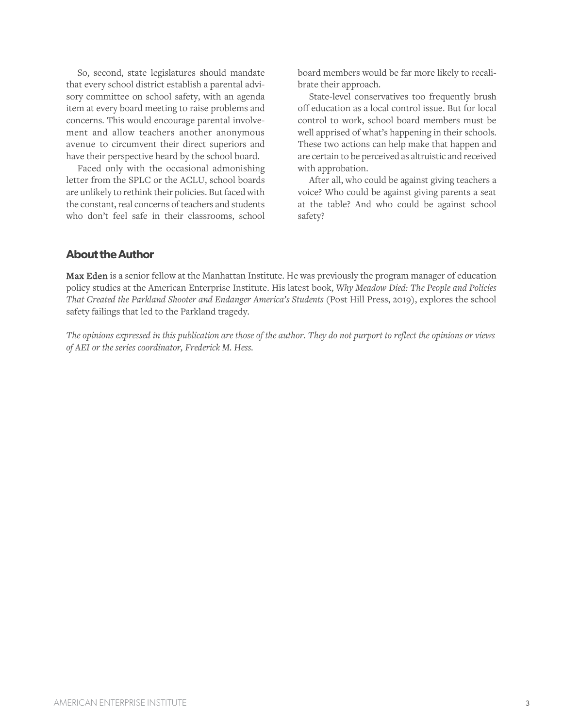So, second, state legislatures should mandate that every school district establish a parental advisory committee on school safety, with an agenda item at every board meeting to raise problems and concerns. This would encourage parental involvement and allow teachers another anonymous avenue to circumvent their direct superiors and have their perspective heard by the school board.

Faced only with the occasional admonishing letter from the SPLC or the ACLU, school boards are unlikely to rethink their policies. But faced with the constant, real concerns of teachers and students who don't feel safe in their classrooms, school board members would be far more likely to recalibrate their approach.

State-level conservatives too frequently brush off education as a local control issue. But for local control to work, school board members must be well apprised of what's happening in their schools. These two actions can help make that happen and are certain to be perceived as altruistic and received with approbation.

After all, who could be against giving teachers a voice? Who could be against giving parents a seat at the table? And who could be against school safety?

## About the Author

**Max Eden** is a senior fellow at the Manhattan Institute. He was previously the program manager of education policy studies at the American Enterprise Institute. His latest book, *Why Meadow Died: The People and Policies That Created the Parkland Shooter and Endanger America's Students* (Post Hill Press, 2019), explores the school safety failings that led to the Parkland tragedy.

*The opinions expressed in this publication are those of the author. They do not purport to reflect the opinions or views of AEI or the series coordinator, Frederick M. Hess.*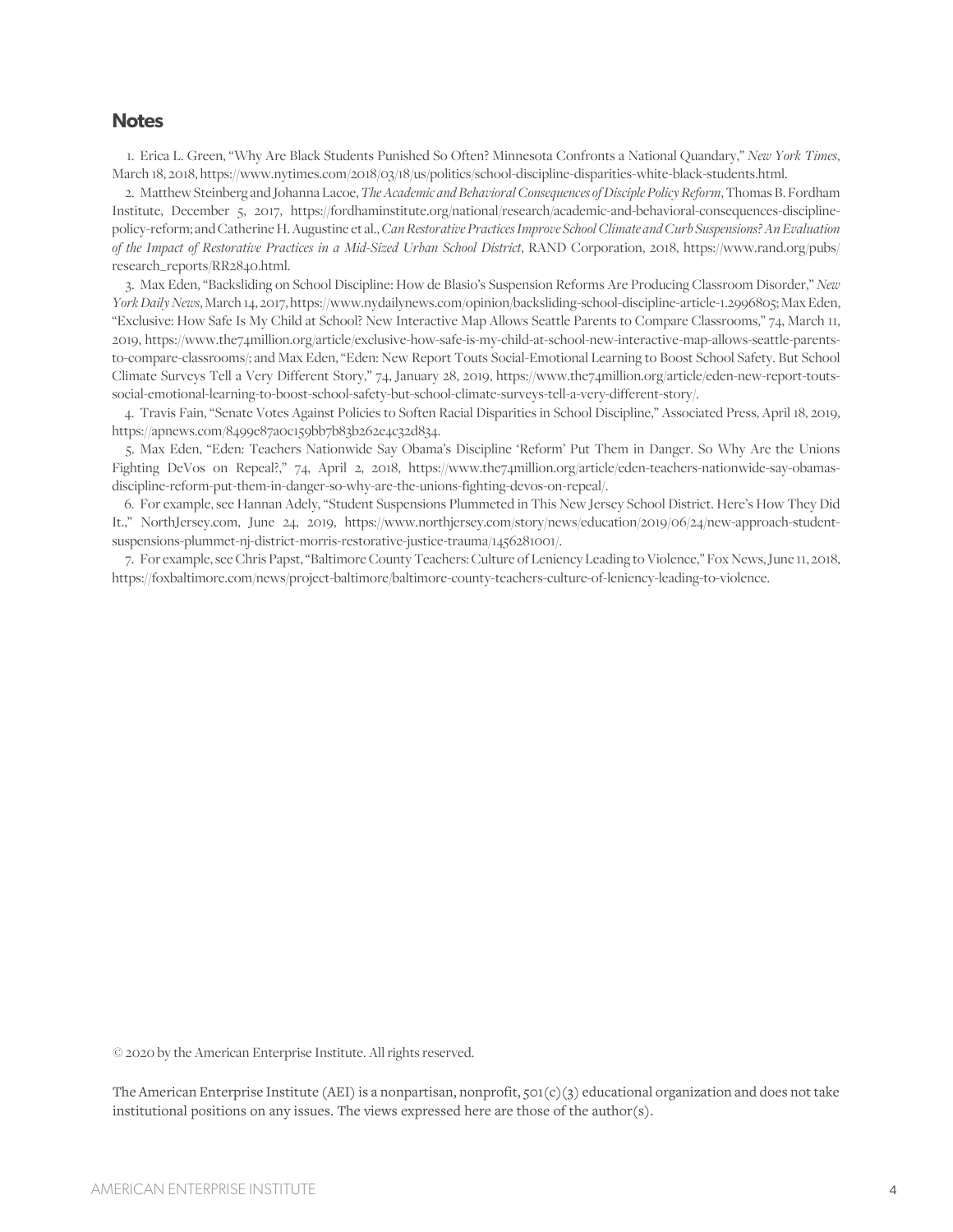## Notes

1. Erica L. Green, "Why Are Black Students Punished So Often? Minnesota Confronts a National Quandary," *New York Times*, March 18, 2018, https://www.nytimes.com/2018/03/18/us/politics/school-discipline-disparities-white-black-students.html.

2. Matthew Steinberg and Johanna Lacoe, *The Academic and Behavioral Consequences of Disciple Policy Reform*, Thomas B. Fordham Institute, December 5, 2017, https://fordhaminstitute.org/national/research/academic-and-behavioral-consequences-discipline-policy-reform; and Catherine H. Augustine et al., *Can Restorative Practices Improve School Climate and Curb Suspensions? An Evaluation of the Impact of Restorative Practices in a Mid-Sized Urban School District*, RAND Corporation, 2018, https://www.rand.org/pubs/research_reports/RR2840.html.

3. Max Eden, "Backsliding on School Discipline: How de Blasio's Suspension Reforms Are Producing Classroom Disorder," *New York Daily News*, March 14, 2017, https://www.nydailynews.com/opinion/backsliding-school-discipline-article-1.2996805; Max Eden, "Exclusive: How Safe Is My Child at School? New Interactive Map Allows Seattle Parents to Compare Classrooms," 74, March 11, 2019, https://www.the74million.org/article/exclusive-how-safe-is-my-child-at-school-new-interactive-map-allows-seattle-parents-to-compare-classrooms/; and Max Eden, "Eden: New Report Touts Social-Emotional Learning to Boost School Safety. But School Climate Surveys Tell a Very Different Story," 74, January 28, 2019, https://www.the74million.org/article/eden-new-report-touts-social-emotional-learning-to-boost-school-safety-but-school-climate-surveys-tell-a-very-different-story/.

4. Travis Fain, "Senate Votes Against Policies to Soften Racial Disparities in School Discipline," Associated Press, April 18, 2019, https://apnews.com/8499e87a0c159bb7b83b262e4c32d834.

5. Max Eden, "Eden: Teachers Nationwide Say Obama's Discipline 'Reform' Put Them in Danger. So Why Are the Unions Fighting DeVos on Repeal?," 74, April 2, 2018, https://www.the74million.org/article/eden-teachers-nationwide-say-obamas-discipline-reform-put-them-in-danger-so-why-are-the-unions-fighting-devos-on-repeal/.

6. For example, see Hannan Adely, "Student Suspensions Plummeted in This New Jersey School District. Here's How They Did It.," NorthJersey.com, June 24, 2019, https://www.northjersey.com/story/news/education/2019/06/24/new-approach-student-suspensions-plummet-nj-district-morris-restorative-justice-trauma/1456281001/.

7. For example, see Chris Papst, "Baltimore County Teachers: Culture of Leniency Leading to Violence," Fox News, June 11, 2018, https://foxbaltimore.com/news/project-baltimore/baltimore-county-teachers-culture-of-leniency-leading-to-violence.

© 2020 by the American Enterprise Institute. All rights reserved.

The American Enterprise Institute (AEI) is a nonpartisan, nonprofit, 501(c)(3) educational organization and does not take institutional positions on any issues. The views expressed here are those of the author(s).